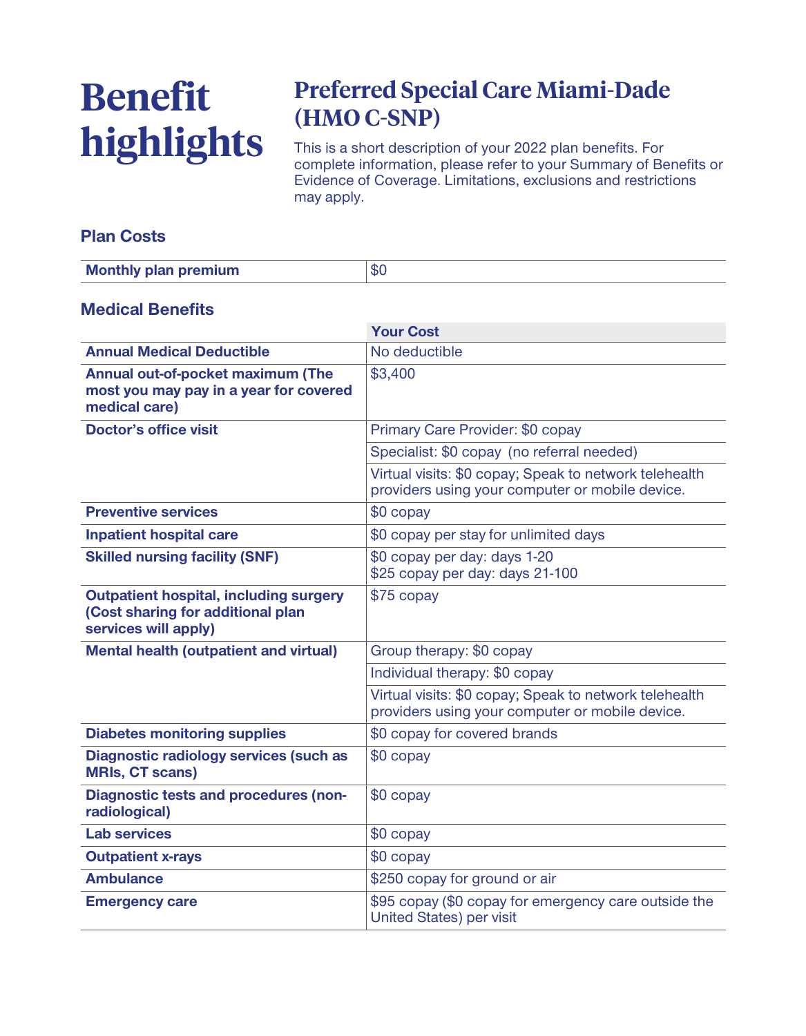# Benefit highlights

## Preferred Special Care Miami-Dade (HMO C-SNP)

This is a short description of your 2022 plan benefits. For complete information, please refer to your Summary of Benefits or Evidence of Coverage. Limitations, exclusions and restrictions may apply.

### Plan Costs

| | |
|---|---|
| **Monthly plan premium** | $0 |

### Medical Benefits

| | Your Cost |
|---|---|
| **Annual Medical Deductible** | No deductible |
| **Annual out-of-pocket maximum (The most you may pay in a year for covered medical care)** | $3,400 |
| **Doctor's office visit** | Primary Care Provider: $0 copay |
| | Specialist: $0 copay (no referral needed) |
| | Virtual visits: $0 copay; Speak to network telehealth providers using your computer or mobile device. |
| **Preventive services** | $0 copay |
| **Inpatient hospital care** | $0 copay per stay for unlimited days |
| **Skilled nursing facility (SNF)** | $0 copay per day: days 1-20<br>$25 copay per day: days 21-100 |
| **Outpatient hospital, including surgery (Cost sharing for additional plan services will apply)** | $75 copay |
| **Mental health (outpatient and virtual)** | Group therapy: $0 copay |
| | Individual therapy: $0 copay |
| | Virtual visits: $0 copay; Speak to network telehealth providers using your computer or mobile device. |
| **Diabetes monitoring supplies** | $0 copay for covered brands |
| **Diagnostic radiology services (such as MRIs, CT scans)** | $0 copay |
| **Diagnostic tests and procedures (non-radiological)** | $0 copay |
| **Lab services** | $0 copay |
| **Outpatient x-rays** | $0 copay |
| **Ambulance** | $250 copay for ground or air |
| **Emergency care** | $95 copay ($0 copay for emergency care outside the United States) per visit |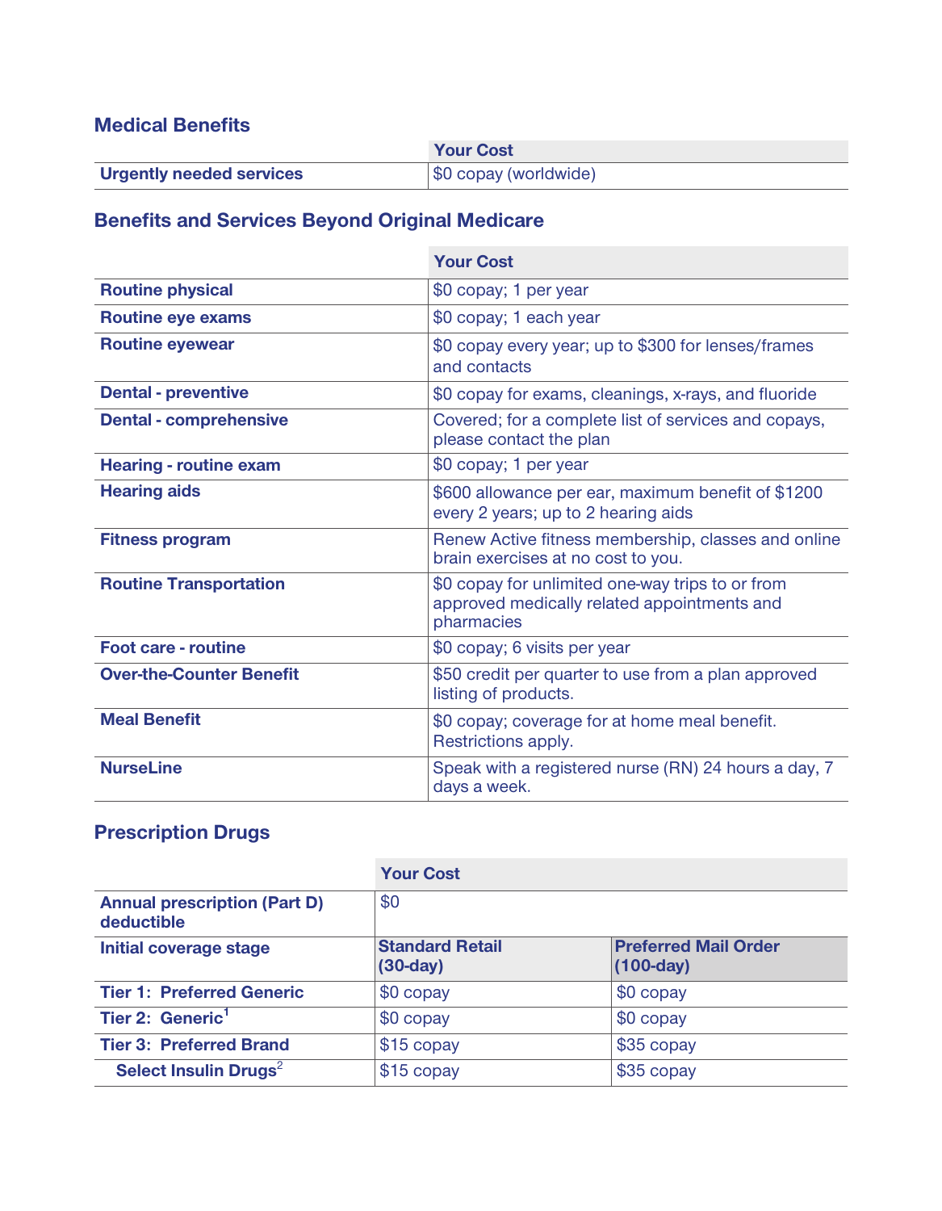## Medical Benefits

| | Your Cost |
|---|---|
| **Urgently needed services** | $0 copay (worldwide) |

## Benefits and Services Beyond Original Medicare

| | Your Cost |
|---|---|
| **Routine physical** | $0 copay; 1 per year |
| **Routine eye exams** | $0 copay; 1 each year |
| **Routine eyewear** | $0 copay every year; up to $300 for lenses/frames and contacts |
| **Dental - preventive** | $0 copay for exams, cleanings, x-rays, and fluoride |
| **Dental - comprehensive** | Covered; for a complete list of services and copays, please contact the plan |
| **Hearing - routine exam** | $0 copay; 1 per year |
| **Hearing aids** | $600 allowance per ear, maximum benefit of $1200 every 2 years; up to 2 hearing aids |
| **Fitness program** | Renew Active fitness membership, classes and online brain exercises at no cost to you. |
| **Routine Transportation** | $0 copay for unlimited one-way trips to or from approved medically related appointments and pharmacies |
| **Foot care - routine** | $0 copay; 6 visits per year |
| **Over-the-Counter Benefit** | $50 credit per quarter to use from a plan approved listing of products. |
| **Meal Benefit** | $0 copay; coverage for at home meal benefit. Restrictions apply. |
| **NurseLine** | Speak with a registered nurse (RN) 24 hours a day, 7 days a week. |

## Prescription Drugs

| | Your Cost | |
|---|---|---|
| **Annual prescription (Part D) deductible** | $0 | |
| **Initial coverage stage** | **Standard Retail (30-day)** | **Preferred Mail Order (100-day)** |
| **Tier 1: Preferred Generic** | $0 copay | $0 copay |
| **Tier 2: Generic**[1] | $0 copay | $0 copay |
| **Tier 3: Preferred Brand** | $15 copay | $35 copay |
| **Select Insulin Drugs**[2] | $15 copay | $35 copay |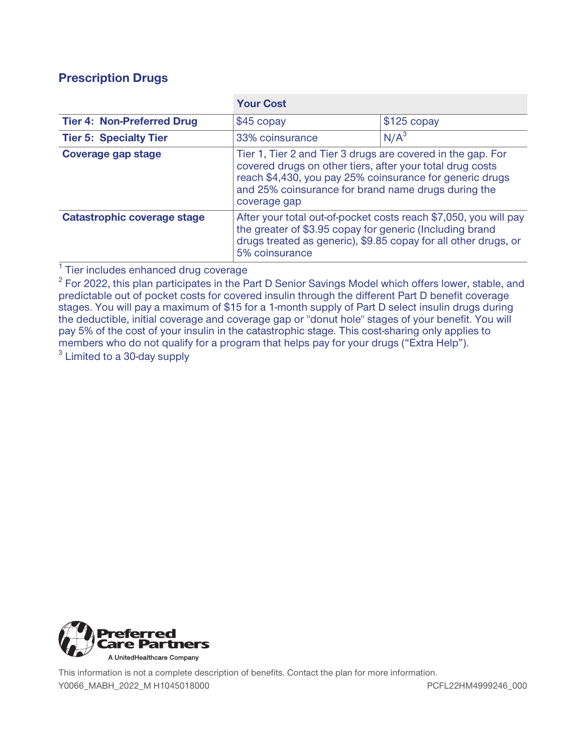## Prescription Drugs

| | Your Cost | |
|---|---|---|
| **Tier 4: Non-Preferred Drug** | $45 copay | $125 copay |
| **Tier 5: Specialty Tier** | 33% coinsurance | N/A[3] |
| **Coverage gap stage** | Tier 1, Tier 2 and Tier 3 drugs are covered in the gap. For covered drugs on other tiers, after your total drug costs reach $4,430, you pay 25% coinsurance for generic drugs and 25% coinsurance for brand name drugs during the coverage gap | |
| **Catastrophic coverage stage** | After your total out-of-pocket costs reach $7,050, you will pay the greater of $3.95 copay for generic (Including brand drugs treated as generic), $9.85 copay for all other drugs, or 5% coinsurance | |

[1] Tier includes enhanced drug coverage

[2] For 2022, this plan participates in the Part D Senior Savings Model which offers lower, stable, and predictable out of pocket costs for covered insulin through the different Part D benefit coverage stages. You will pay a maximum of $15 for a 1-month supply of Part D select insulin drugs during the deductible, initial coverage and coverage gap or "donut hole" stages of your benefit. You will pay 5% of the cost of your insulin in the catastrophic stage. This cost-sharing only applies to members who do not qualify for a program that helps pay for your drugs ("Extra Help").

[3] Limited to a 30-day supply

Preferred Care Partners
A UnitedHealthcare Company

This information is not a complete description of benefits. Contact the plan for more information.

Y0066_MABH_2022_M H1045018000 PCFL22HM4999246_000